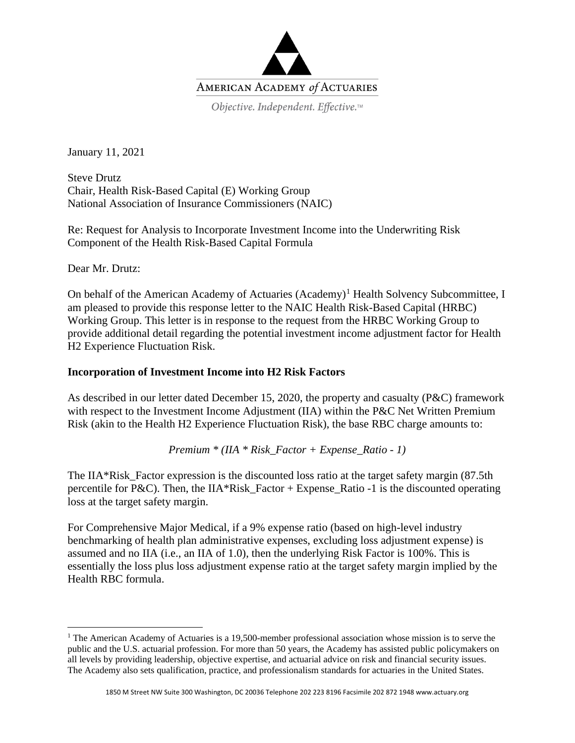AMERICAN ACADEMY *of* ACTUARIES

*Objective. Independent. Effective.™*

January 11, 2021

Steve Drutz
Chair, Health Risk-Based Capital (E) Working Group
National Association of Insurance Commissioners (NAIC)

Re: Request for Analysis to Incorporate Investment Income into the Underwriting Risk Component of the Health Risk-Based Capital Formula

Dear Mr. Drutz:

On behalf of the American Academy of Actuaries (Academy)[1] Health Solvency Subcommittee, I am pleased to provide this response letter to the NAIC Health Risk-Based Capital (HRBC) Working Group. This letter is in response to the request from the HRBC Working Group to provide additional detail regarding the potential investment income adjustment factor for Health H2 Experience Fluctuation Risk.

**Incorporation of Investment Income into H2 Risk Factors**

As described in our letter dated December 15, 2020, the property and casualty (P&C) framework with respect to the Investment Income Adjustment (IIA) within the P&C Net Written Premium Risk (akin to the Health H2 Experience Fluctuation Risk), the base RBC charge amounts to:

*Premium * (IIA * Risk_Factor + Expense_Ratio - 1)*

The IIA*Risk_Factor expression is the discounted loss ratio at the target safety margin (87.5th percentile for P&C). Then, the IIA*Risk_Factor + Expense_Ratio -1 is the discounted operating loss at the target safety margin.

For Comprehensive Major Medical, if a 9% expense ratio (based on high-level industry benchmarking of health plan administrative expenses, excluding loss adjustment expense) is assumed and no IIA (i.e., an IIA of 1.0), then the underlying Risk Factor is 100%. This is essentially the loss plus loss adjustment expense ratio at the target safety margin implied by the Health RBC formula.

[1] The American Academy of Actuaries is a 19,500-member professional association whose mission is to serve the public and the U.S. actuarial profession. For more than 50 years, the Academy has assisted public policymakers on all levels by providing leadership, objective expertise, and actuarial advice on risk and financial security issues. The Academy also sets qualification, practice, and professionalism standards for actuaries in the United States.

1850 M Street NW Suite 300 Washington, DC 20036 Telephone 202 223 8196 Facsimile 202 872 1948 www.actuary.org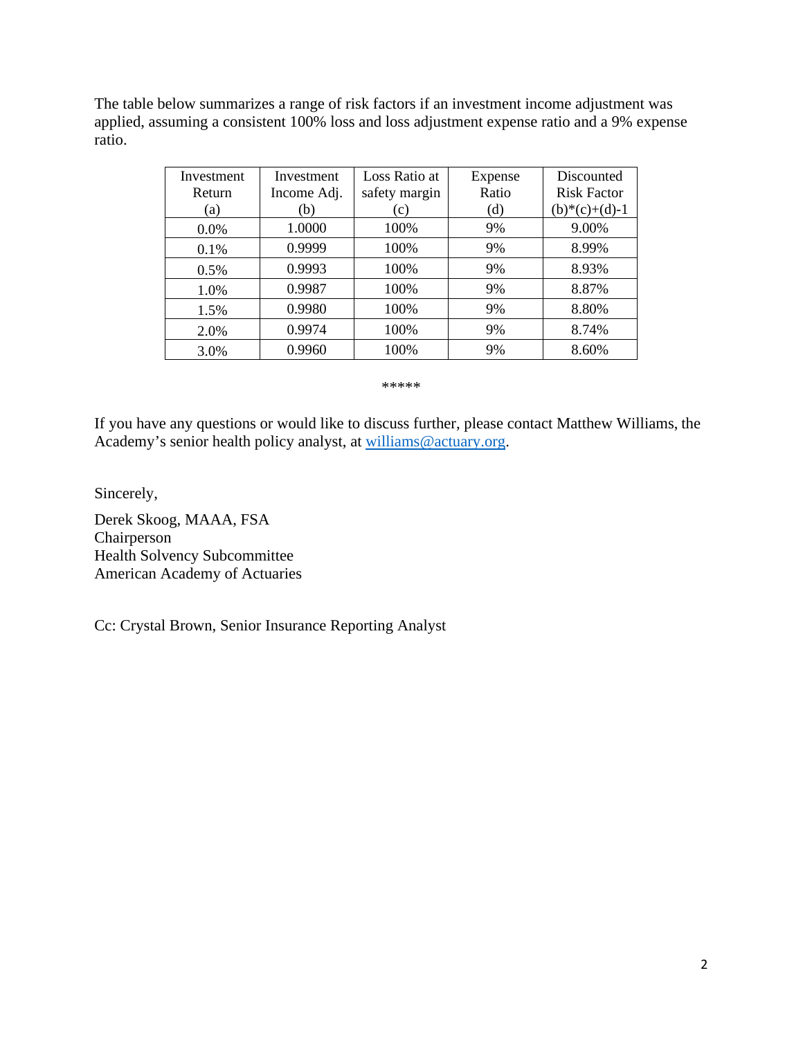The table below summarizes a range of risk factors if an investment income adjustment was applied, assuming a consistent 100% loss and loss adjustment expense ratio and a 9% expense ratio.

| Investment Return (a) | Investment Income Adj. (b) | Loss Ratio at safety margin (c) | Expense Ratio (d) | Discounted Risk Factor (b)*(c)+(d)-1 |
|---|---|---|---|---|
| 0.0% | 1.0000 | 100% | 9% | 9.00% |
| 0.1% | 0.9999 | 100% | 9% | 8.99% |
| 0.5% | 0.9993 | 100% | 9% | 8.93% |
| 1.0% | 0.9987 | 100% | 9% | 8.87% |
| 1.5% | 0.9980 | 100% | 9% | 8.80% |
| 2.0% | 0.9974 | 100% | 9% | 8.74% |
| 3.0% | 0.9960 | 100% | 9% | 8.60% |

*****

If you have any questions or would like to discuss further, please contact Matthew Williams, the Academy's senior health policy analyst, at williams@actuary.org.

Sincerely,

Derek Skoog, MAAA, FSA
Chairperson
Health Solvency Subcommittee
American Academy of Actuaries

Cc: Crystal Brown, Senior Insurance Reporting Analyst